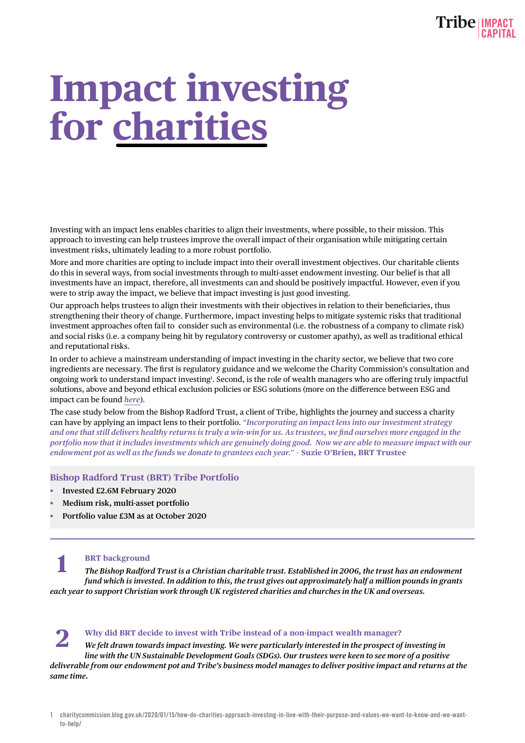# Impact investing for charities

Investing with an impact lens enables charities to align their investments, where possible, to their mission. This approach to investing can help trustees improve the overall impact of their organisation while mitigating certain investment risks, ultimately leading to a more robust portfolio.

More and more charities are opting to include impact into their overall investment objectives. Our charitable clients do this in several ways, from social investments through to multi-asset endowment investing. Our belief is that all investments have an impact, therefore, all investments can and should be positively impactful. However, even if you were to strip away the impact, we believe that impact investing is just good investing.

Our approach helps trustees to align their investments with their objectives in relation to their beneficiaries, thus strengthening their theory of change. Furthermore, impact investing helps to mitigate systemic risks that traditional investment approaches often fail to consider such as environmental (i.e. the robustness of a company to climate risk) and social risks (i.e. a company being hit by regulatory controversy or customer apathy), as well as traditional ethical and reputational risks.

In order to achieve a mainstream understanding of impact investing in the charity sector, we believe that two core ingredients are necessary. The first is regulatory guidance and we welcome the Charity Commission's consultation and ongoing work to understand impact investing[1]. Second, is the role of wealth managers who are offering truly impactful solutions, above and beyond ethical exclusion policies or ESG solutions (more on the difference between ESG and impact can be found *here*).

The case study below from the Bishop Radford Trust, a client of Tribe, highlights the journey and success a charity can have by applying an impact lens to their portfolio. "*Incorporating an impact lens into our investment strategy and one that still delivers healthy returns is truly a win-win for us. As trustees, we find ourselves more engaged in the portfolio now that it includes investments which are genuinely doing good. Now we are able to measure impact with our endowment pot as well as the funds we donate to grantees each year.*" – **Suzie O'Brien, BRT Trustee**

### Bishop Radford Trust (BRT) Tribe Portfolio

- **Invested £2.6M February 2020**
- **Medium risk, multi-asset portfolio**
- **Portfolio value £3M as at October 2020**

## 1 BRT background

***The Bishop Radford Trust is a Christian charitable trust. Established in 2006, the trust has an endowment fund which is invested. In addition to this, the trust gives out approximately half a million pounds in grants each year to support Christian work through UK registered charities and churches in the UK and overseas.***

## 2 Why did BRT decide to invest with Tribe instead of a non-impact wealth manager?

***We felt drawn towards impact investing. We were particularly interested in the prospect of investing in line with the UN Sustainable Development Goals (SDGs). Our trustees were keen to see more of a positive deliverable from our endowment pot and Tribe's business model manages to deliver positive impact and returns at the same time.***

1 charitycommission.blog.gov.uk/2020/01/15/how-do-charities-approach-investing-in-line-with-their-purpose-and-values-we-want-to-know-and-we-want-to-help/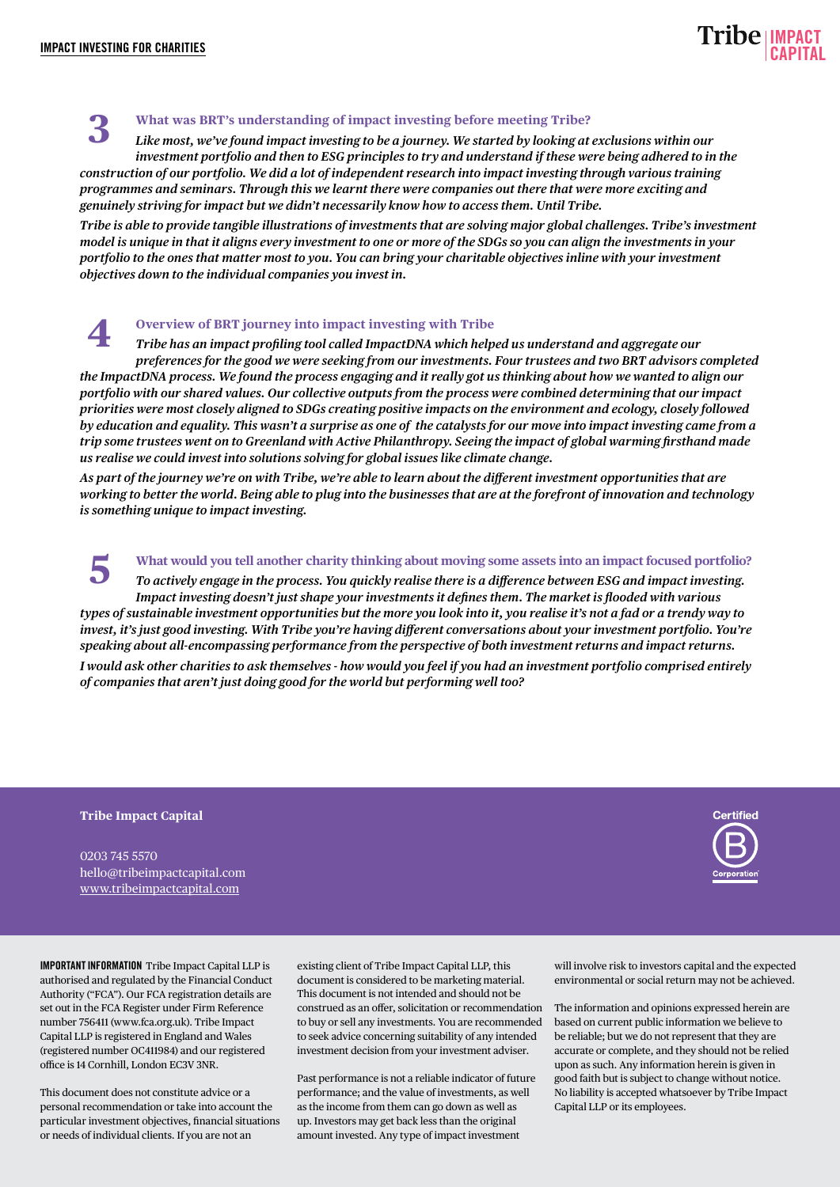### 3 What was BRT's understanding of impact investing before meeting Tribe?

*Like most, we've found impact investing to be a journey. We started by looking at exclusions within our investment portfolio and then to ESG principles to try and understand if these were being adhered to in the construction of our portfolio. We did a lot of independent research into impact investing through various training programmes and seminars. Through this we learnt there were companies out there that were more exciting and genuinely striving for impact but we didn't necessarily know how to access them. Until Tribe.*

*Tribe is able to provide tangible illustrations of investments that are solving major global challenges. Tribe's investment model is unique in that it aligns every investment to one or more of the SDGs so you can align the investments in your portfolio to the ones that matter most to you. You can bring your charitable objectives inline with your investment objectives down to the individual companies you invest in.*

### 4 Overview of BRT journey into impact investing with Tribe

*Tribe has an impact profiling tool called ImpactDNA which helped us understand and aggregate our preferences for the good we were seeking from our investments. Four trustees and two BRT advisors completed the ImpactDNA process. We found the process engaging and it really got us thinking about how we wanted to align our portfolio with our shared values. Our collective outputs from the process were combined determining that our impact priorities were most closely aligned to SDGs creating positive impacts on the environment and ecology, closely followed by education and equality. This wasn't a surprise as one of the catalysts for our move into impact investing came from a trip some trustees went on to Greenland with Active Philanthropy. Seeing the impact of global warming firsthand made us realise we could invest into solutions solving for global issues like climate change.*

*As part of the journey we're on with Tribe, we're able to learn about the different investment opportunities that are working to better the world. Being able to plug into the businesses that are at the forefront of innovation and technology is something unique to impact investing.*

### 5 What would you tell another charity thinking about moving some assets into an impact focused portfolio?

*To actively engage in the process. You quickly realise there is a difference between ESG and impact investing. Impact investing doesn't just shape your investments it defines them. The market is flooded with various types of sustainable investment opportunities but the more you look into it, you realise it's not a fad or a trendy way to invest, it's just good investing. With Tribe you're having different conversations about your investment portfolio. You're speaking about all-encompassing performance from the perspective of both investment returns and impact returns.*

*I would ask other charities to ask themselves - how would you feel if you had an investment portfolio comprised entirely of companies that aren't just doing good for the world but performing well too?*

**Tribe Impact Capital**

0203 745 5570
hello@tribeimpactcapital.com
www.tribeimpactcapital.com

Certified B Corporation

**IMPORTANT INFORMATION** Tribe Impact Capital LLP is authorised and regulated by the Financial Conduct Authority ("FCA"). Our FCA registration details are set out in the FCA Register under Firm Reference number 756411 (www.fca.org.uk). Tribe Impact Capital LLP is registered in England and Wales (registered number OC411984) and our registered office is 14 Cornhill, London EC3V 3NR.

This document does not constitute advice or a personal recommendation or take into account the particular investment objectives, financial situations or needs of individual clients. If you are not an existing client of Tribe Impact Capital LLP, this document is considered to be marketing material. This document is not intended and should not be construed as an offer, solicitation or recommendation to buy or sell any investments. You are recommended to seek advice concerning suitability of any intended investment decision from your investment adviser.

Past performance is not a reliable indicator of future performance; and the value of investments, as well as the income from them can go down as well as up. Investors may get back less than the original amount invested. Any type of impact investment will involve risk to investors capital and the expected environmental or social return may not be achieved.

The information and opinions expressed herein are based on current public information we believe to be reliable; but we do not represent that they are accurate or complete, and they should not be relied upon as such. Any information herein is given in good faith but is subject to change without notice. No liability is accepted whatsoever by Tribe Impact Capital LLP or its employees.